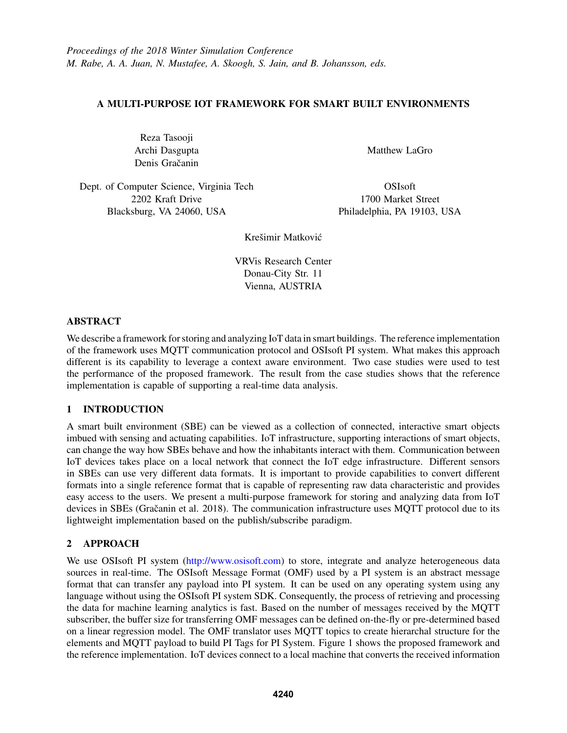*Proceedings of the 2018 Winter Simulation Conference*
*M. Rabe, A. A. Juan, N. Mustafee, A. Skoogh, S. Jain, and B. Johansson, eds.*

# A MULTI-PURPOSE IOT FRAMEWORK FOR SMART BUILT ENVIRONMENTS

Reza Tasooji
Archi Dasgupta
Denis Gračanin

Dept. of Computer Science, Virginia Tech
2202 Kraft Drive
Blacksburg, VA 24060, USA

Matthew LaGro

OSIsoft
1700 Market Street
Philadelphia, PA 19103, USA

Krešimir Matković

VRVis Research Center
Donau-City Str. 11
Vienna, AUSTRIA

## ABSTRACT

We describe a framework for storing and analyzing IoT data in smart buildings. The reference implementation of the framework uses MQTT communication protocol and OSIsoft PI system. What makes this approach different is its capability to leverage a context aware environment. Two case studies were used to test the performance of the proposed framework. The result from the case studies shows that the reference implementation is capable of supporting a real-time data analysis.

## 1 INTRODUCTION

A smart built environment (SBE) can be viewed as a collection of connected, interactive smart objects imbued with sensing and actuating capabilities. IoT infrastructure, supporting interactions of smart objects, can change the way how SBEs behave and how the inhabitants interact with them. Communication between IoT devices takes place on a local network that connect the IoT edge infrastructure. Different sensors in SBEs can use very different data formats. It is important to provide capabilities to convert different formats into a single reference format that is capable of representing raw data characteristic and provides easy access to the users. We present a multi-purpose framework for storing and analyzing data from IoT devices in SBEs (Gračanin et al. 2018). The communication infrastructure uses MQTT protocol due to its lightweight implementation based on the publish/subscribe paradigm.

## 2 APPROACH

We use OSIsoft PI system (http://www.osisoft.com) to store, integrate and analyze heterogeneous data sources in real-time. The OSIsoft Message Format (OMF) used by a PI system is an abstract message format that can transfer any payload into PI system. It can be used on any operating system using any language without using the OSIsoft PI system SDK. Consequently, the process of retrieving and processing the data for machine learning analytics is fast. Based on the number of messages received by the MQTT subscriber, the buffer size for transferring OMF messages can be defined on-the-fly or pre-determined based on a linear regression model. The OMF translator uses MQTT topics to create hierarchal structure for the elements and MQTT payload to build PI Tags for PI System. Figure 1 shows the proposed framework and the reference implementation. IoT devices connect to a local machine that converts the received information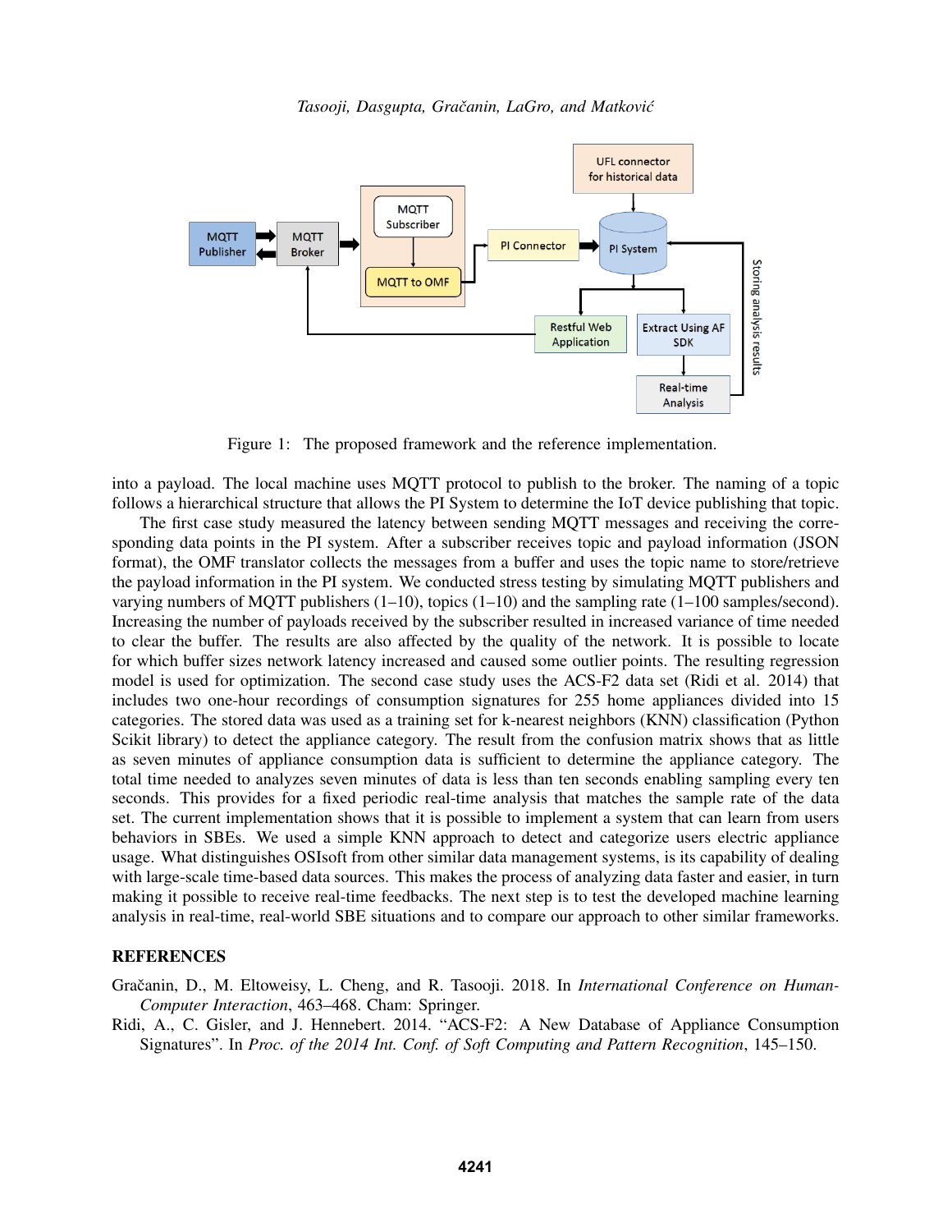MQTT Publisher

MQTT Broker

MQTT Subscriber

MQTT to OMF

PI Connector

UFL connector for historical data

PI System

Restful Web Application

Extract Using AF SDK

Real-time Analysis

Storing analysis results

Figure 1: The proposed framework and the reference implementation.

into a payload. The local machine uses MQTT protocol to publish to the broker. The naming of a topic follows a hierarchical structure that allows the PI System to determine the IoT device publishing that topic.

The first case study measured the latency between sending MQTT messages and receiving the corresponding data points in the PI system. After a subscriber receives topic and payload information (JSON format), the OMF translator collects the messages from a buffer and uses the topic name to store/retrieve the payload information in the PI system. We conducted stress testing by simulating MQTT publishers and varying numbers of MQTT publishers (1–10), topics (1–10) and the sampling rate (1–100 samples/second). Increasing the number of payloads received by the subscriber resulted in increased variance of time needed to clear the buffer. The results are also affected by the quality of the network. It is possible to locate for which buffer sizes network latency increased and caused some outlier points. The resulting regression model is used for optimization. The second case study uses the ACS-F2 data set (Ridi et al. 2014) that includes two one-hour recordings of consumption signatures for 255 home appliances divided into 15 categories. The stored data was used as a training set for k-nearest neighbors (KNN) classification (Python Scikit library) to detect the appliance category. The result from the confusion matrix shows that as little as seven minutes of appliance consumption data is sufficient to determine the appliance category. The total time needed to analyzes seven minutes of data is less than ten seconds enabling sampling every ten seconds. This provides for a fixed periodic real-time analysis that matches the sample rate of the data set. The current implementation shows that it is possible to implement a system that can learn from users behaviors in SBEs. We used a simple KNN approach to detect and categorize users electric appliance usage. What distinguishes OSIsoft from other similar data management systems, is its capability of dealing with large-scale time-based data sources. This makes the process of analyzing data faster and easier, in turn making it possible to receive real-time feedbacks. The next step is to test the developed machine learning analysis in real-time, real-world SBE situations and to compare our approach to other similar frameworks.

## REFERENCES

Gračanin, D., M. Eltoweisy, L. Cheng, and R. Tasooji. 2018. In *International Conference on Human-Computer Interaction*, 463–468. Cham: Springer.

Ridi, A., C. Gisler, and J. Hennebert. 2014. "ACS-F2: A New Database of Appliance Consumption Signatures". In *Proc. of the 2014 Int. Conf. of Soft Computing and Pattern Recognition*, 145–150.